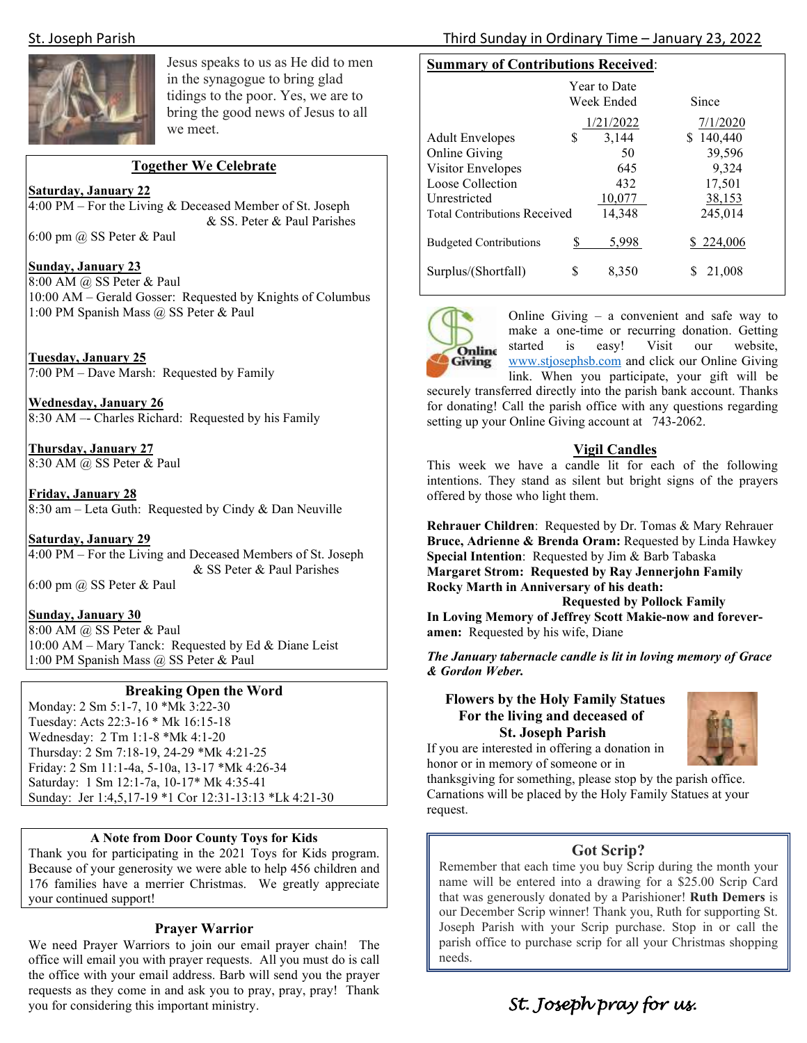Jesus speaks to us as He did to men in the synagogue to bring glad tidings to the poor. Yes, we are to bring the good news of Jesus to all we meet.

## Together We Celebrate

**Saturday, January 22**
4:00 PM – For the Living & Deceased Member of St. Joseph & SS. Peter & Paul Parishes
6:00 pm @ SS Peter & Paul

**Sunday, January 23**
8:00 AM @ SS Peter & Paul
10:00 AM – Gerald Gosser: Requested by Knights of Columbus
1:00 PM Spanish Mass @ SS Peter & Paul

**Tuesday, January 25**
7:00 PM – Dave Marsh: Requested by Family

**Wednesday, January 26**
8:30 AM –- Charles Richard: Requested by his Family

**Thursday, January 27**
8:30 AM @ SS Peter & Paul

**Friday, January 28**
8:30 am – Leta Guth: Requested by Cindy & Dan Neuville

**Saturday, January 29**
4:00 PM – For the Living and Deceased Members of St. Joseph & SS Peter & Paul Parishes
6:00 pm @ SS Peter & Paul

**Sunday, January 30**
8:00 AM @ SS Peter & Paul
10:00 AM – Mary Tanck: Requested by Ed & Diane Leist
1:00 PM Spanish Mass @ SS Peter & Paul

## Breaking Open the Word

Monday: 2 Sm 5:1-7, 10 *Mk 3:22-30
Tuesday: Acts 22:3-16 * Mk 16:15-18
Wednesday: 2 Tm 1:1-8 *Mk 4:1-20
Thursday: 2 Sm 7:18-19, 24-29 *Mk 4:21-25
Friday: 2 Sm 11:1-4a, 5-10a, 13-17 *Mk 4:26-34
Saturday: 1 Sm 12:1-7a, 10-17* Mk 4:35-41
Sunday: Jer 1:4,5,17-19 *1 Cor 12:31-13:13 *Lk 4:21-30

## A Note from Door County Toys for Kids

Thank you for participating in the 2021 Toys for Kids program. Because of your generosity we were able to help 456 children and 176 families have a merrier Christmas. We greatly appreciate your continued support!

## Prayer Warrior

We need Prayer Warriors to join our email prayer chain! The office will email you with prayer requests. All you must do is call the office with your email address. Barb will send you the prayer requests as they come in and ask you to pray, pray, pray! Thank you for considering this important ministry.

## Summary of Contributions Received:

| | Year to Date Week Ended 1/21/2022 | Since 7/1/2020 |
|---|---|---|
| Adult Envelopes | $ 3,144 | $ 140,440 |
| Online Giving | 50 | 39,596 |
| Visitor Envelopes | 645 | 9,324 |
| Loose Collection | 432 | 17,501 |
| Unrestricted | 10,077 | 38,153 |
| Total Contributions Received | 14,348 | 245,014 |
| Budgeted Contributions | $ 5,998 | $ 224,006 |
| Surplus/(Shortfall) | $ 8,350 | $ 21,008 |

Online Giving – a convenient and safe way to make a one-time or recurring donation. Getting started is easy! Visit our website, www.stjosephsb.com and click our Online Giving link. When you participate, your gift will be securely transferred directly into the parish bank account. Thanks for donating! Call the parish office with any questions regarding setting up your Online Giving account at 743-2062.

## Vigil Candles

This week we have a candle lit for each of the following intentions. They stand as silent but bright signs of the prayers offered by those who light them.

**Rehrauer Children**: Requested by Dr. Tomas & Mary Rehrauer
**Bruce, Adrienne & Brenda Oram:** Requested by Linda Hawkey
**Special Intention**: Requested by Jim & Barb Tabaska
**Margaret Strom: Requested by Ray Jennerjohn Family**
**Rocky Marth in Anniversary of his death: Requested by Pollock Family**
**In Loving Memory of Jeffrey Scott Makie-now and forever-amen:** Requested by his wife, Diane

***The January tabernacle candle is lit in loving memory of Grace & Gordon Weber.***

## Flowers by the Holy Family Statues For the living and deceased of St. Joseph Parish

If you are interested in offering a donation in honor or in memory of someone or in thanksgiving for something, please stop by the parish office. Carnations will be placed by the Holy Family Statues at your request.

## Got Scrip?

Remember that each time you buy Scrip during the month your name will be entered into a drawing for a $25.00 Scrip Card that was generously donated by a Parishioner! **Ruth Demers** is our December Scrip winner! Thank you, Ruth for supporting St. Joseph Parish with your Scrip purchase. Stop in or call the parish office to purchase scrip for all your Christmas shopping needs.

*St. Joseph pray for us.*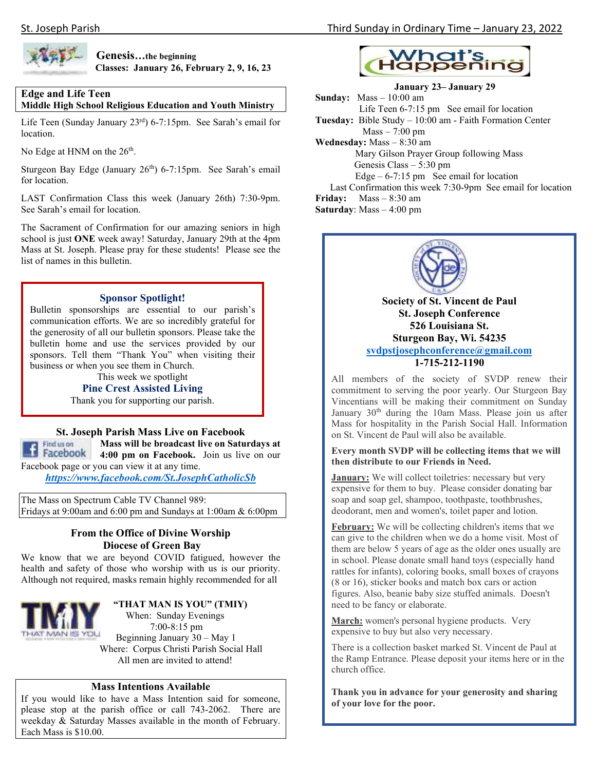**Genesis…the beginning**
**Classes: January 26, February 2, 9, 16, 23**

## Edge and Life Teen
**Middle High School Religious Education and Youth Ministry**

Life Teen (Sunday January 23rd) 6-7:15pm. See Sarah's email for location.

No Edge at HNM on the 26th.

Sturgeon Bay Edge (January 26th) 6-7:15pm. See Sarah's email for location.

LAST Confirmation Class this week (January 26th) 7:30-9pm. See Sarah's email for location.

The Sacrament of Confirmation for our amazing seniors in high school is just **ONE** week away! Saturday, January 29th at the 4pm Mass at St. Joseph. Please pray for these students! Please see the list of names in this bulletin.

### Sponsor Spotlight!

Bulletin sponsorships are essential to our parish's communication efforts. We are so incredibly grateful for the generosity of all our bulletin sponsors. Please take the bulletin home and use the services provided by our sponsors. Tell them "Thank You" when visiting their business or when you see them in Church.

This week we spotlight

**Pine Crest Assisted Living**

Thank you for supporting our parish.

### St. Joseph Parish Mass Live on Facebook

**Mass will be broadcast live on Saturdays at 4:00 pm on Facebook.** Join us live on our Facebook page or you can view it at any time.

*https://www.facebook.com/St.JosephCatholicSb*

The Mass on Spectrum Cable TV Channel 989:
Fridays at 9:00am and 6:00 pm and Sundays at 1:00am & 6:00pm

### From the Office of Divine Worship
### Diocese of Green Bay

We know that we are beyond COVID fatigued, however the health and safety of those who worship with us is our priority. Although not required, masks remain highly recommended for all

**"THAT MAN IS YOU" (TMIY)**

When: Sunday Evenings
7:00-8:15 pm
Beginning January 30 – May 1
Where: Corpus Christi Parish Social Hall
All men are invited to attend!

### Mass Intentions Available

If you would like to have a Mass Intention said for someone, please stop at the parish office or call 743-2062. There are weekday & Saturday Masses available in the month of February. Each Mass is $10.00.

## What's Happening

**January 23– January 29**

**Sunday:** Mass – 10:00 am
Life Teen 6-7:15 pm See email for location

**Tuesday:** Bible Study – 10:00 am - Faith Formation Center
Mass – 7:00 pm

**Wednesday:** Mass – 8:30 am
Mary Gilson Prayer Group following Mass
Genesis Class – 5:30 pm
Edge – 6-7:15 pm See email for location
Last Confirmation this week 7:30-9pm See email for location

**Friday:** Mass – 8:30 am

**Saturday**: Mass – 4:00 pm

**Society of St. Vincent de Paul**
**St. Joseph Conference**
**526 Louisiana St.**
**Sturgeon Bay, Wi. 54235**
**svdpstjosephconference@gmail.com**
**1-715-212-1190**

All members of the society of SVDP renew their commitment to serving the poor yearly. Our Sturgeon Bay Vincentians will be making their commitment on Sunday January 30th during the 10am Mass. Please join us after Mass for hospitality in the Parish Social Hall. Information on St. Vincent de Paul will also be available.

**Every month SVDP will be collecting items that we will then distribute to our Friends in Need.**

**January:** We will collect toiletries: necessary but very expensive for them to buy. Please consider donating bar soap and soap gel, shampoo, toothpaste, toothbrushes, deodorant, men and women's, toilet paper and lotion.

**February:** We will be collecting children's items that we can give to the children when we do a home visit. Most of them are below 5 years of age as the older ones usually are in school. Please donate small hand toys (especially hand rattles for infants), coloring books, small boxes of crayons (8 or 16), sticker books and match box cars or action figures. Also, beanie baby size stuffed animals. Doesn't need to be fancy or elaborate.

**March:** women's personal hygiene products. Very expensive to buy but also very necessary.

There is a collection basket marked St. Vincent de Paul at the Ramp Entrance. Please deposit your items here or in the church office.

**Thank you in advance for your generosity and sharing of your love for the poor.**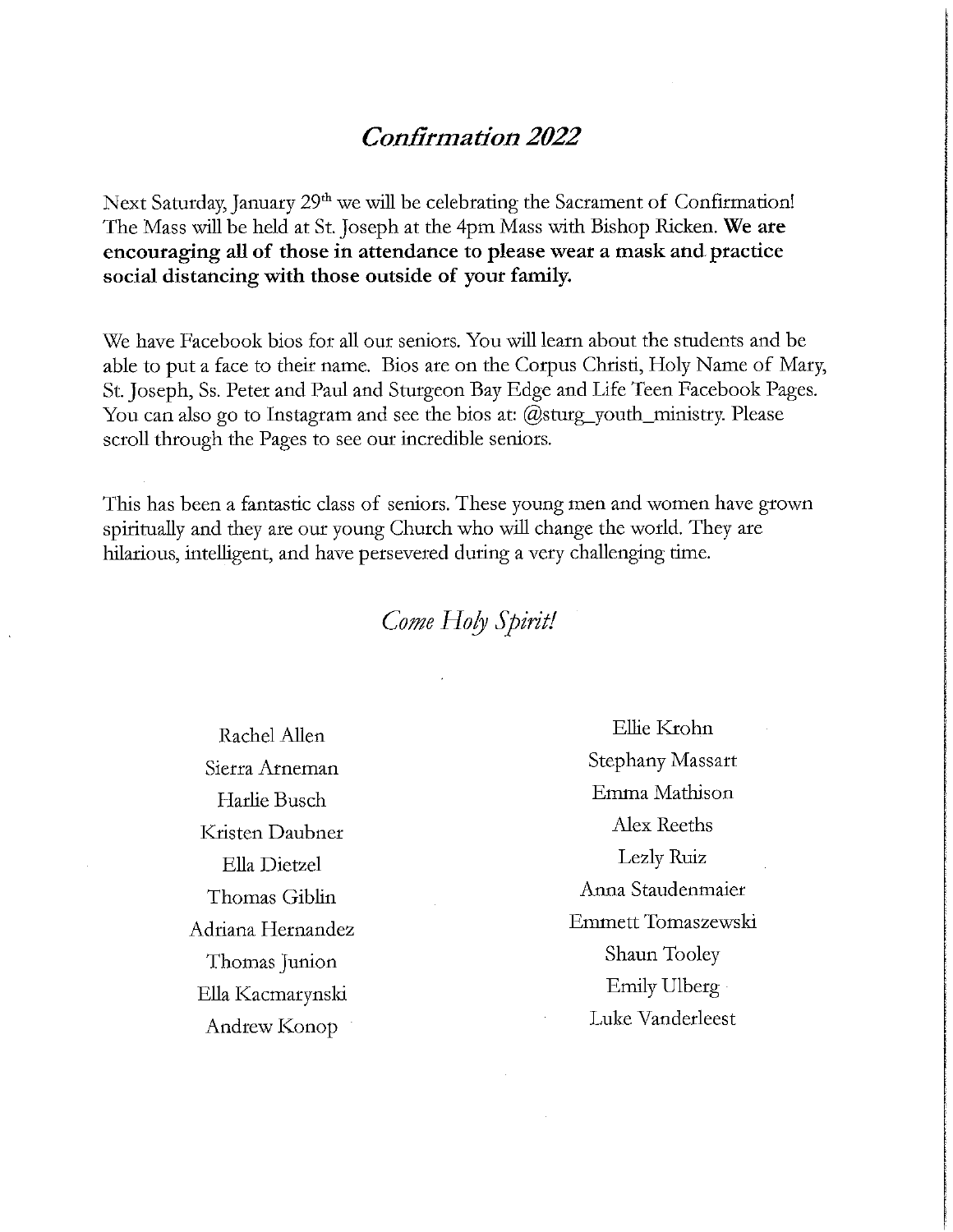## *Confirmation 2022*

Next Saturday, January 29th we will be celebrating the Sacrament of Confirmation! The Mass will be held at St. Joseph at the 4pm Mass with Bishop Ricken. **We are encouraging all of those in attendance to please wear a mask and practice social distancing with those outside of your family.**

We have Facebook bios for all our seniors. You will learn about the students and be able to put a face to their name. Bios are on the Corpus Christi, Holy Name of Mary, St. Joseph, Ss. Peter and Paul and Sturgeon Bay Edge and Life Teen Facebook Pages. You can also go to Instagram and see the bios at: @sturg_youth_ministry. Please scroll through the Pages to see our incredible seniors.

This has been a fantastic class of seniors. These young men and women have grown spiritually and they are our young Church who will change the world. They are hilarious, intelligent, and have persevered during a very challenging time.

*Come Holy Spirit!*

Rachel Allen
Sierra Arneman
Harlie Busch
Kristen Daubner
Ella Dietzel
Thomas Giblin
Adriana Hernandez
Thomas Junion
Ella Kacmarynski
Andrew Konop
Ellie Krohn
Stephany Massart
Emma Mathison
Alex Reeths
Lezly Ruiz
Anna Staudenmaier
Emmett Tomaszewski
Shaun Tooley
Emily Ulberg
Luke Vanderleest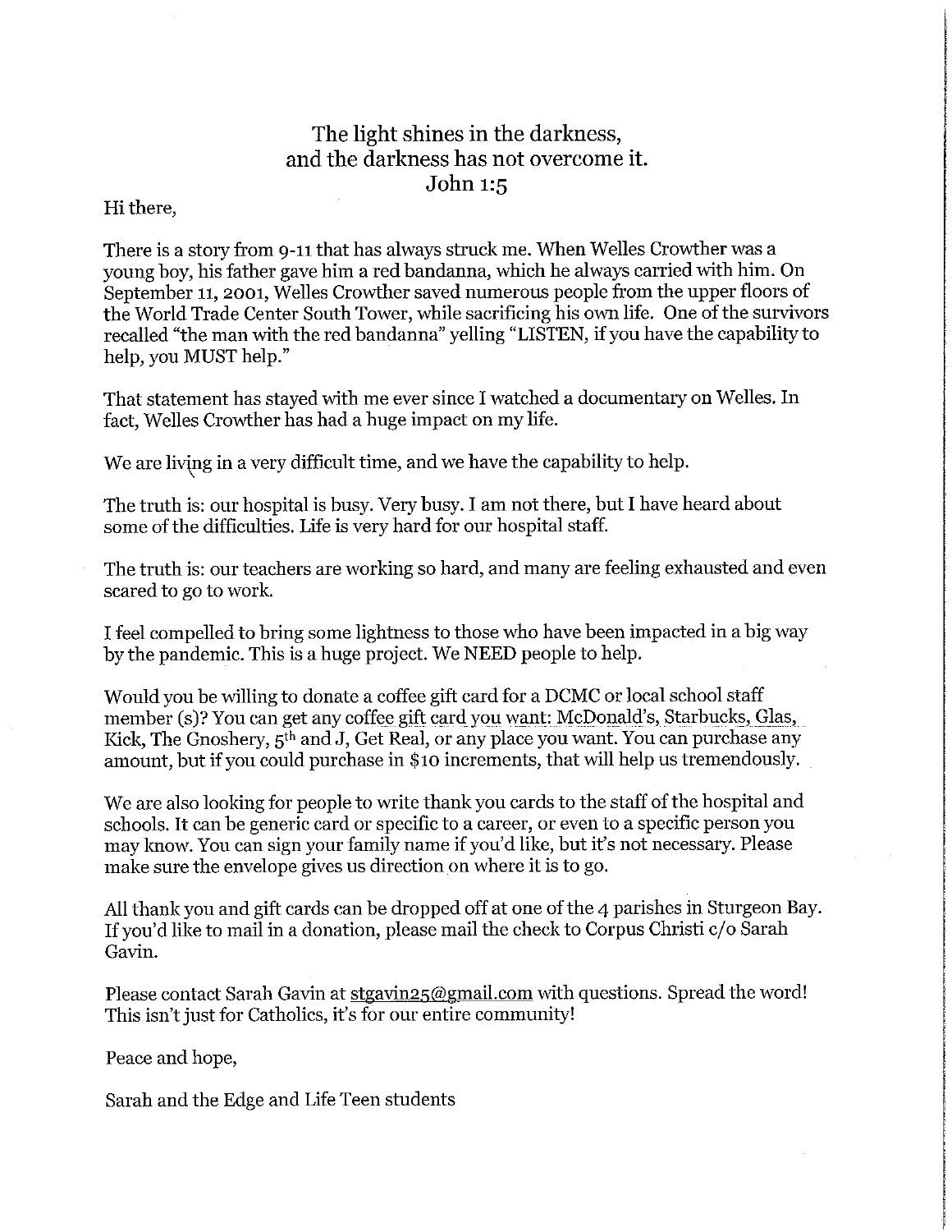The light shines in the darkness,
and the darkness has not overcome it.
John 1:5

Hi there,

There is a story from 9-11 that has always struck me. When Welles Crowther was a young boy, his father gave him a red bandanna, which he always carried with him. On September 11, 2001, Welles Crowther saved numerous people from the upper floors of the World Trade Center South Tower, while sacrificing his own life. One of the survivors recalled "the man with the red bandanna" yelling "LISTEN, if you have the capability to help, you MUST help."

That statement has stayed with me ever since I watched a documentary on Welles. In fact, Welles Crowther has had a huge impact on my life.

We are living in a very difficult time, and we have the capability to help.

The truth is: our hospital is busy. Very busy. I am not there, but I have heard about some of the difficulties. Life is very hard for our hospital staff.

The truth is: our teachers are working so hard, and many are feeling exhausted and even scared to go to work.

I feel compelled to bring some lightness to those who have been impacted in a big way by the pandemic. This is a huge project. We NEED people to help.

Would you be willing to donate a coffee gift card for a DCMC or local school staff member (s)? You can get any coffee gift card you want: McDonald's, Starbucks, Glas, Kick, The Gnoshery, 5th and J, Get Real, or any place you want. You can purchase any amount, but if you could purchase in $10 increments, that will help us tremendously.

We are also looking for people to write thank you cards to the staff of the hospital and schools. It can be generic card or specific to a career, or even to a specific person you may know. You can sign your family name if you'd like, but it's not necessary. Please make sure the envelope gives us direction on where it is to go.

All thank you and gift cards can be dropped off at one of the 4 parishes in Sturgeon Bay. If you'd like to mail in a donation, please mail the check to Corpus Christi c/o Sarah Gavin.

Please contact Sarah Gavin at stgavin25@gmail.com with questions. Spread the word! This isn't just for Catholics, it's for our entire community!

Peace and hope,

Sarah and the Edge and Life Teen students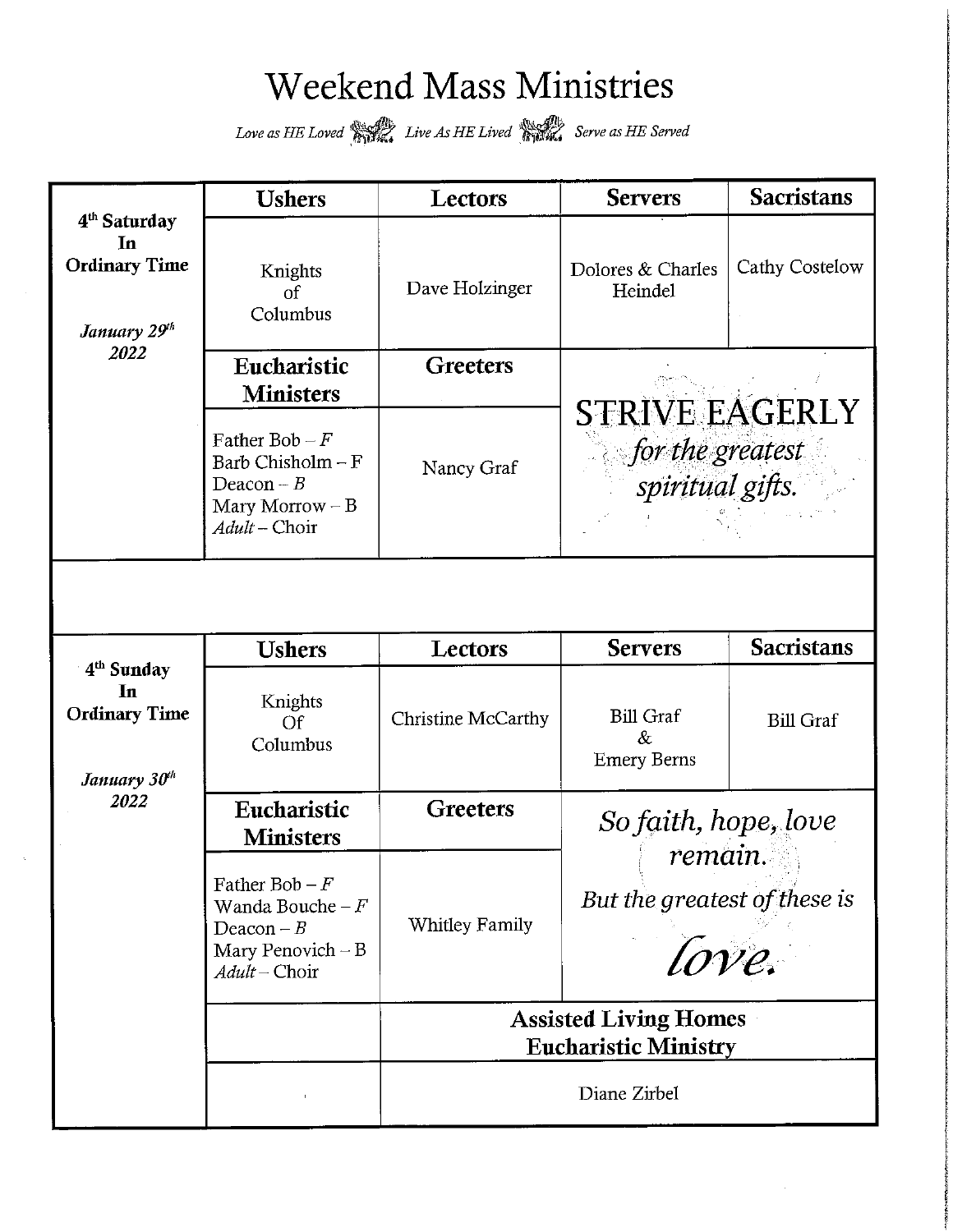# Weekend Mass Ministries

*Love as HE Loved* *Live As HE Lived* *Serve as HE Served*

| 4th Saturday In Ordinary Time *January 29th 2022* | Ushers | Lectors | Servers | Sacristans |
|---|---|---|---|---|
| | Knights of Columbus | Dave Holzinger | Dolores & Charles Heindel | Cathy Costelow |
| | **Eucharistic Ministers** | **Greeters** | STRIVE EAGERLY *for the greatest spiritual gifts.* | |
| | Father Bob – *F*<br>Barb Chisholm – F<br>Deacon – *B*<br>Mary Morrow – B<br>*Adult* – Choir | Nancy Graf | | |

| 4th Sunday In Ordinary Time *January 30th 2022* | Ushers | Lectors | Servers | Sacristans |
|---|---|---|---|---|
| | Knights Of Columbus | Christine McCarthy | Bill Graf & Emery Berns | Bill Graf |
| | **Eucharistic Ministers** | **Greeters** | *So faith, hope, love remain. But the greatest of these is love.* | |
| | Father Bob – *F*<br>Wanda Bouche – *F*<br>Deacon – *B*<br>Mary Penovich – B<br>*Adult* – Choir | Whitley Family | | |
| | | **Assisted Living Homes Eucharistic Ministry** | | |
| | | Diane Zirbel | | |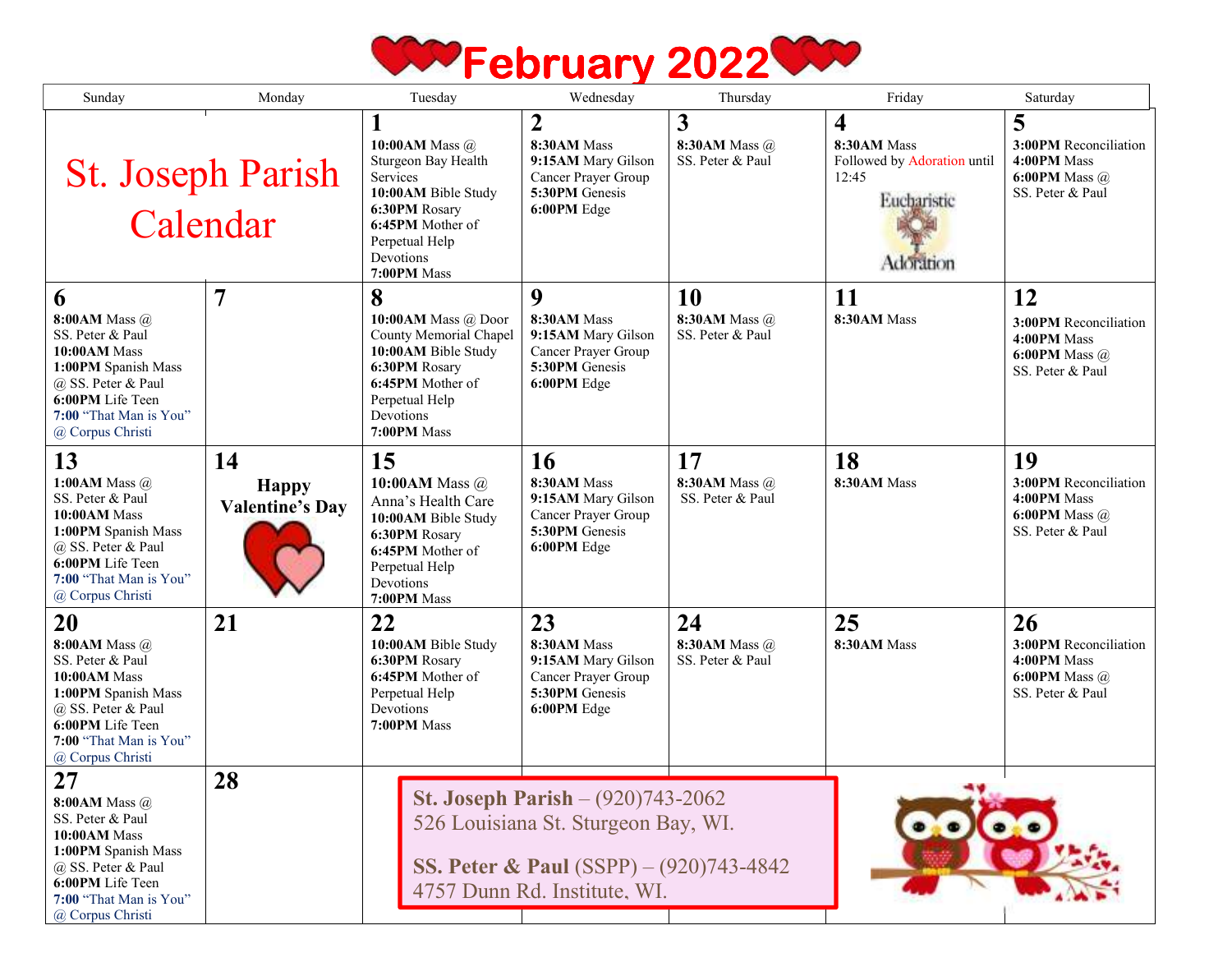# February 2022

| Sunday | Monday | Tuesday | Wednesday | Thursday | Friday | Saturday |
|---|---|---|---|---|---|---|
| St. Joseph Parish Calendar | | **1**<br>**10:00AM** Mass @ Sturgeon Bay Health Services<br>**10:00AM** Bible Study<br>**6:30PM** Rosary<br>**6:45PM** Mother of Perpetual Help Devotions<br>**7:00PM** Mass | **2**<br>**8:30AM** Mass<br>**9:15AM** Mary Gilson Cancer Prayer Group<br>**5:30PM** Genesis<br>**6:00PM** Edge | **3**<br>**8:30AM** Mass @ SS. Peter & Paul | **4**<br>**8:30AM** Mass<br>Followed by Adoration until 12:45<br>Eucharistic Adoration | **5**<br>**3:00PM** Reconciliation<br>**4:00PM** Mass<br>**6:00PM** Mass @ SS. Peter & Paul |
| **6**<br>**8:00AM** Mass @ SS. Peter & Paul<br>**10:00AM** Mass<br>**1:00PM** Spanish Mass @ SS. Peter & Paul<br>**6:00PM** Life Teen<br>**7:00** "That Man is You" @ Corpus Christi | **7** | **8**<br>**10:00AM** Mass @ Door County Memorial Chapel<br>**10:00AM** Bible Study<br>**6:30PM** Rosary<br>**6:45PM** Mother of Perpetual Help Devotions<br>**7:00PM** Mass | **9**<br>**8:30AM** Mass<br>**9:15AM** Mary Gilson Cancer Prayer Group<br>**5:30PM** Genesis<br>**6:00PM** Edge | **10**<br>**8:30AM** Mass @ SS. Peter & Paul | **11**<br>**8:30AM** Mass | **12**<br>**3:00PM** Reconciliation<br>**4:00PM** Mass<br>**6:00PM** Mass @ SS. Peter & Paul |
| **13**<br>**1:00AM** Mass @ SS. Peter & Paul<br>**10:00AM** Mass<br>**1:00PM** Spanish Mass @ SS. Peter & Paul<br>**6:00PM** Life Teen<br>**7:00** "That Man is You" @ Corpus Christi | **14**<br>**Happy Valentine's Day** | **15**<br>**10:00AM** Mass @ Anna's Health Care<br>**10:00AM** Bible Study<br>**6:30PM** Rosary<br>**6:45PM** Mother of Perpetual Help Devotions<br>**7:00PM** Mass | **16**<br>**8:30AM** Mass<br>**9:15AM** Mary Gilson Cancer Prayer Group<br>**5:30PM** Genesis<br>**6:00PM** Edge | **17**<br>**8:30AM** Mass @ SS. Peter & Paul | **18**<br>**8:30AM** Mass | **19**<br>**3:00PM** Reconciliation<br>**4:00PM** Mass<br>**6:00PM** Mass @ SS. Peter & Paul |
| **20**<br>**8:00AM** Mass @ SS. Peter & Paul<br>**10:00AM** Mass<br>**1:00PM** Spanish Mass @ SS. Peter & Paul<br>**6:00PM** Life Teen<br>**7:00** "That Man is You" @ Corpus Christi | **21** | **22**<br>**10:00AM** Bible Study<br>**6:30PM** Rosary<br>**6:45PM** Mother of Perpetual Help Devotions<br>**7:00PM** Mass | **23**<br>**8:30AM** Mass<br>**9:15AM** Mary Gilson Cancer Prayer Group<br>**5:30PM** Genesis<br>**6:00PM** Edge | **24**<br>**8:30AM** Mass @ SS. Peter & Paul | **25**<br>**8:30AM** Mass | **26**<br>**3:00PM** Reconciliation<br>**4:00PM** Mass<br>**6:00PM** Mass @ SS. Peter & Paul |
| **27**<br>**8:00AM** Mass @ SS. Peter & Paul<br>**10:00AM** Mass<br>**1:00PM** Spanish Mass @ SS. Peter & Paul<br>**6:00PM** Life Teen<br>**7:00** "That Man is You" @ Corpus Christi | **28** | | | | | |

**St. Joseph Parish** – (920)743-2062
526 Louisiana St. Sturgeon Bay, WI.

**SS. Peter & Paul** (SSPP) – (920)743-4842
4757 Dunn Rd. Institute, WI.